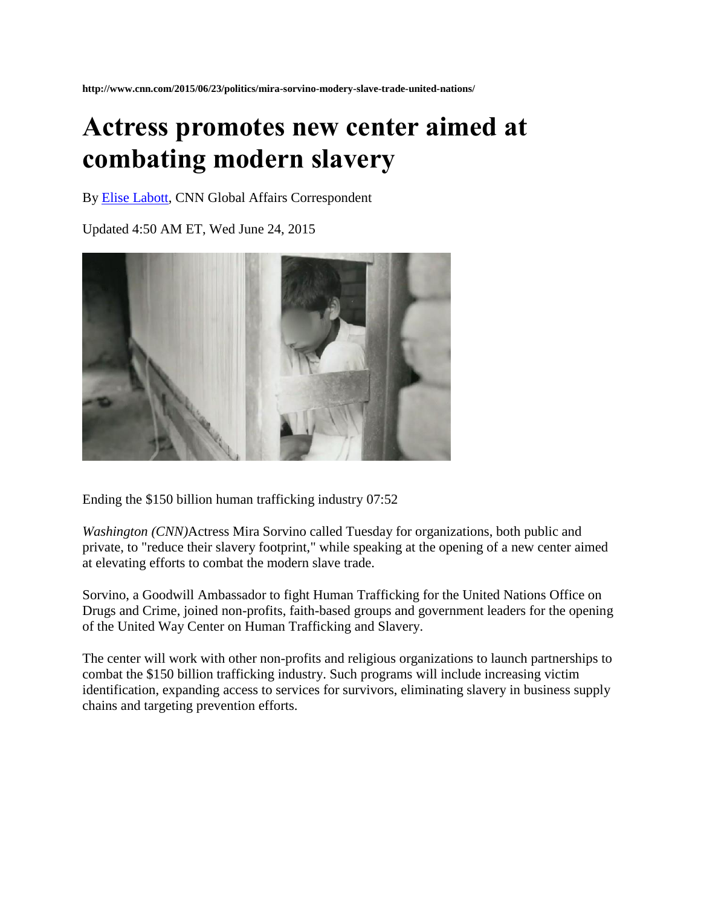http://www.cnn.com/2015/06/23/politics/mira-sorvino-modery-slave-trade-united-nations/

# Actress promotes new center aimed at combating modern slavery

By [Elise Labott](), CNN Global Affairs Correspondent

Updated 4:50 AM ET, Wed June 24, 2015

Ending the $150 billion human trafficking industry 07:52

*Washington (CNN)*Actress Mira Sorvino called Tuesday for organizations, both public and private, to "reduce their slavery footprint," while speaking at the opening of a new center aimed at elevating efforts to combat the modern slave trade.

Sorvino, a Goodwill Ambassador to fight Human Trafficking for the United Nations Office on Drugs and Crime, joined non-profits, faith-based groups and government leaders for the opening of the United Way Center on Human Trafficking and Slavery.

The center will work with other non-profits and religious organizations to launch partnerships to combat the $150 billion trafficking industry. Such programs will include increasing victim identification, expanding access to services for survivors, eliminating slavery in business supply chains and targeting prevention efforts.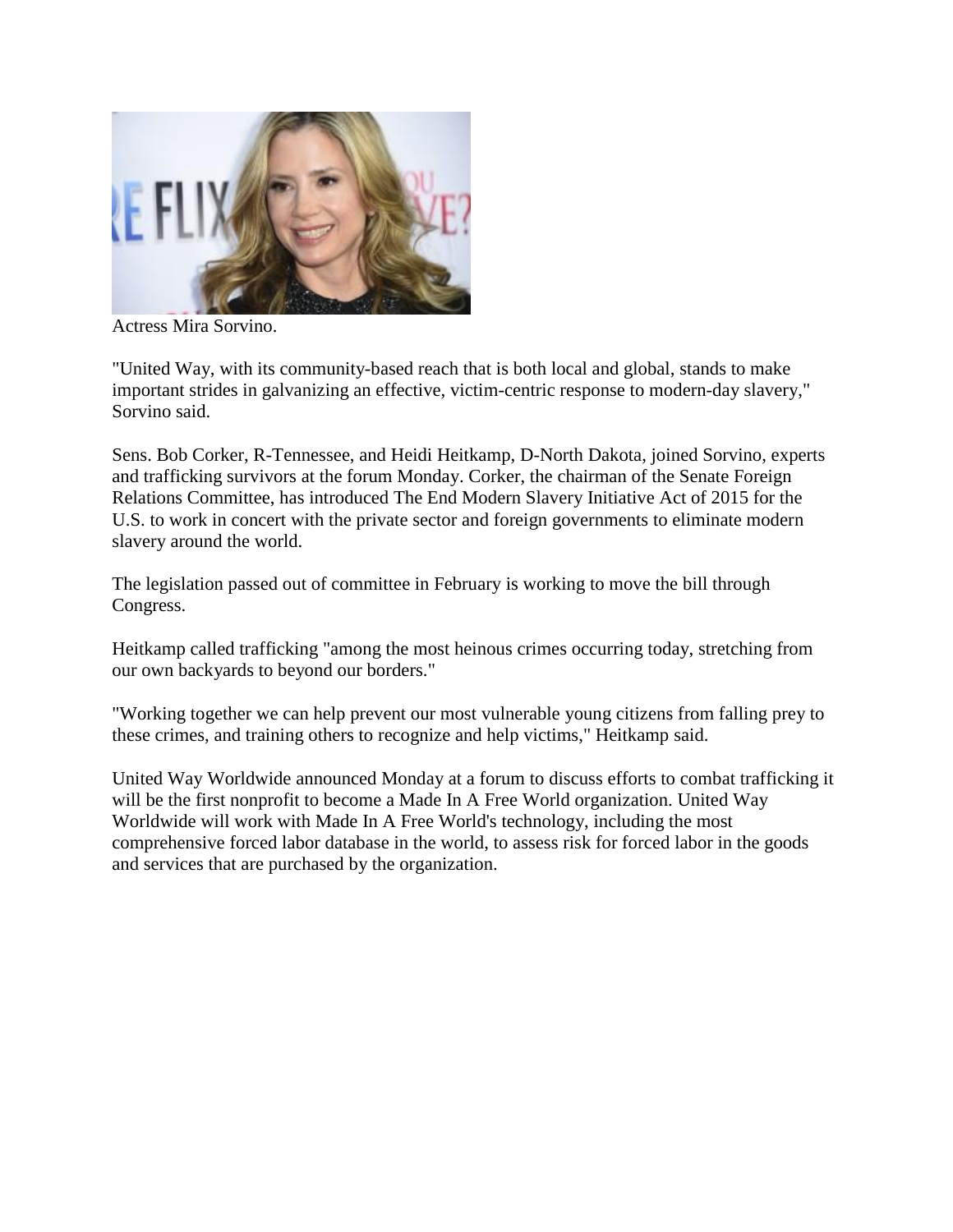Actress Mira Sorvino.

"United Way, with its community-based reach that is both local and global, stands to make important strides in galvanizing an effective, victim-centric response to modern-day slavery," Sorvino said.

Sens. Bob Corker, R-Tennessee, and Heidi Heitkamp, D-North Dakota, joined Sorvino, experts and trafficking survivors at the forum Monday. Corker, the chairman of the Senate Foreign Relations Committee, has introduced The End Modern Slavery Initiative Act of 2015 for the U.S. to work in concert with the private sector and foreign governments to eliminate modern slavery around the world.

The legislation passed out of committee in February is working to move the bill through Congress.

Heitkamp called trafficking "among the most heinous crimes occurring today, stretching from our own backyards to beyond our borders."

"Working together we can help prevent our most vulnerable young citizens from falling prey to these crimes, and training others to recognize and help victims," Heitkamp said.

United Way Worldwide announced Monday at a forum to discuss efforts to combat trafficking it will be the first nonprofit to become a Made In A Free World organization. United Way Worldwide will work with Made In A Free World's technology, including the most comprehensive forced labor database in the world, to assess risk for forced labor in the goods and services that are purchased by the organization.